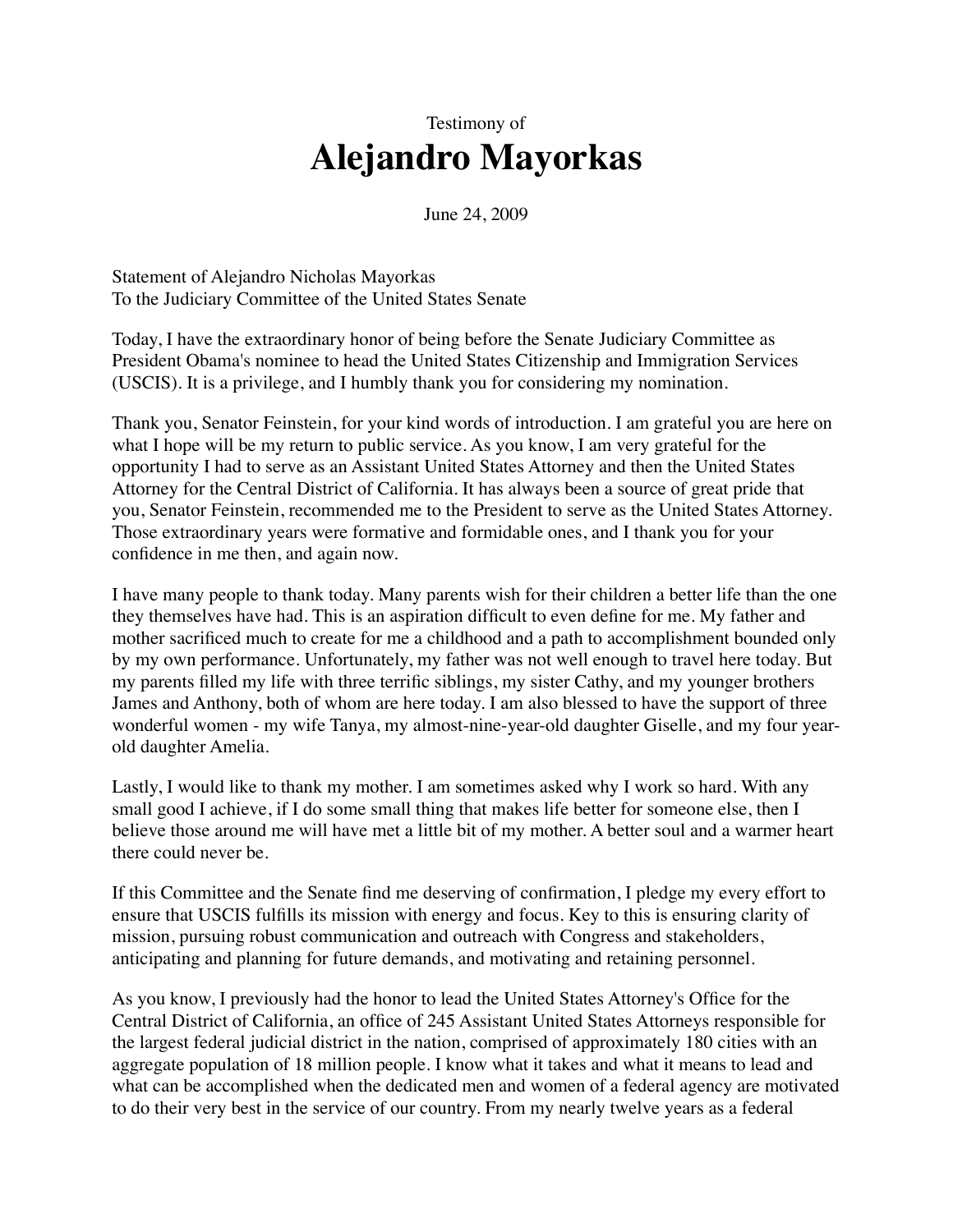Testimony of

# Alejandro Mayorkas

June 24, 2009

Statement of Alejandro Nicholas Mayorkas
To the Judiciary Committee of the United States Senate

Today, I have the extraordinary honor of being before the Senate Judiciary Committee as President Obama's nominee to head the United States Citizenship and Immigration Services (USCIS). It is a privilege, and I humbly thank you for considering my nomination.

Thank you, Senator Feinstein, for your kind words of introduction. I am grateful you are here on what I hope will be my return to public service. As you know, I am very grateful for the opportunity I had to serve as an Assistant United States Attorney and then the United States Attorney for the Central District of California. It has always been a source of great pride that you, Senator Feinstein, recommended me to the President to serve as the United States Attorney. Those extraordinary years were formative and formidable ones, and I thank you for your confidence in me then, and again now.

I have many people to thank today. Many parents wish for their children a better life than the one they themselves have had. This is an aspiration difficult to even define for me. My father and mother sacrificed much to create for me a childhood and a path to accomplishment bounded only by my own performance. Unfortunately, my father was not well enough to travel here today. But my parents filled my life with three terrific siblings, my sister Cathy, and my younger brothers James and Anthony, both of whom are here today. I am also blessed to have the support of three wonderful women - my wife Tanya, my almost-nine-year-old daughter Giselle, and my four year-old daughter Amelia.

Lastly, I would like to thank my mother. I am sometimes asked why I work so hard. With any small good I achieve, if I do some small thing that makes life better for someone else, then I believe those around me will have met a little bit of my mother. A better soul and a warmer heart there could never be.

If this Committee and the Senate find me deserving of confirmation, I pledge my every effort to ensure that USCIS fulfills its mission with energy and focus. Key to this is ensuring clarity of mission, pursuing robust communication and outreach with Congress and stakeholders, anticipating and planning for future demands, and motivating and retaining personnel.

As you know, I previously had the honor to lead the United States Attorney's Office for the Central District of California, an office of 245 Assistant United States Attorneys responsible for the largest federal judicial district in the nation, comprised of approximately 180 cities with an aggregate population of 18 million people. I know what it takes and what it means to lead and what can be accomplished when the dedicated men and women of a federal agency are motivated to do their very best in the service of our country. From my nearly twelve years as a federal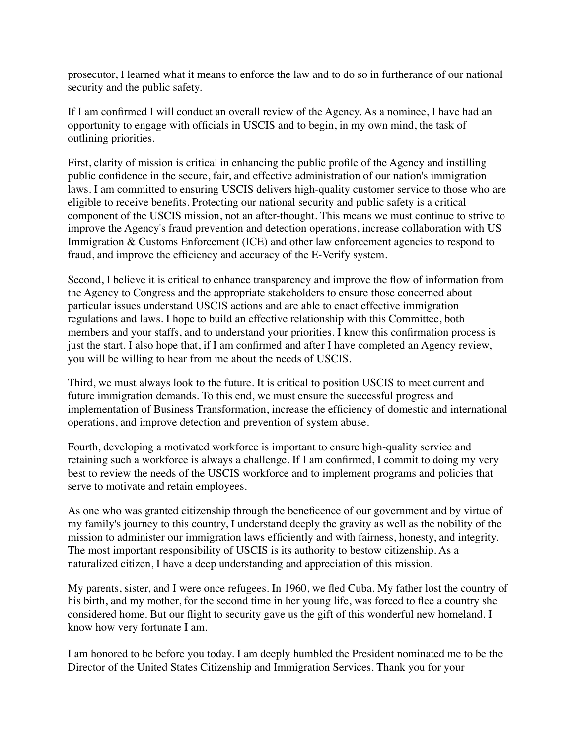prosecutor, I learned what it means to enforce the law and to do so in furtherance of our national security and the public safety.

If I am confirmed I will conduct an overall review of the Agency. As a nominee, I have had an opportunity to engage with officials in USCIS and to begin, in my own mind, the task of outlining priorities.

First, clarity of mission is critical in enhancing the public profile of the Agency and instilling public confidence in the secure, fair, and effective administration of our nation's immigration laws. I am committed to ensuring USCIS delivers high-quality customer service to those who are eligible to receive benefits. Protecting our national security and public safety is a critical component of the USCIS mission, not an after-thought. This means we must continue to strive to improve the Agency's fraud prevention and detection operations, increase collaboration with US Immigration & Customs Enforcement (ICE) and other law enforcement agencies to respond to fraud, and improve the efficiency and accuracy of the E-Verify system.

Second, I believe it is critical to enhance transparency and improve the flow of information from the Agency to Congress and the appropriate stakeholders to ensure those concerned about particular issues understand USCIS actions and are able to enact effective immigration regulations and laws. I hope to build an effective relationship with this Committee, both members and your staffs, and to understand your priorities. I know this confirmation process is just the start. I also hope that, if I am confirmed and after I have completed an Agency review, you will be willing to hear from me about the needs of USCIS.

Third, we must always look to the future. It is critical to position USCIS to meet current and future immigration demands. To this end, we must ensure the successful progress and implementation of Business Transformation, increase the efficiency of domestic and international operations, and improve detection and prevention of system abuse.

Fourth, developing a motivated workforce is important to ensure high-quality service and retaining such a workforce is always a challenge. If I am confirmed, I commit to doing my very best to review the needs of the USCIS workforce and to implement programs and policies that serve to motivate and retain employees.

As one who was granted citizenship through the beneficence of our government and by virtue of my family's journey to this country, I understand deeply the gravity as well as the nobility of the mission to administer our immigration laws efficiently and with fairness, honesty, and integrity. The most important responsibility of USCIS is its authority to bestow citizenship. As a naturalized citizen, I have a deep understanding and appreciation of this mission.

My parents, sister, and I were once refugees. In 1960, we fled Cuba. My father lost the country of his birth, and my mother, for the second time in her young life, was forced to flee a country she considered home. But our flight to security gave us the gift of this wonderful new homeland. I know how very fortunate I am.

I am honored to be before you today. I am deeply humbled the President nominated me to be the Director of the United States Citizenship and Immigration Services. Thank you for your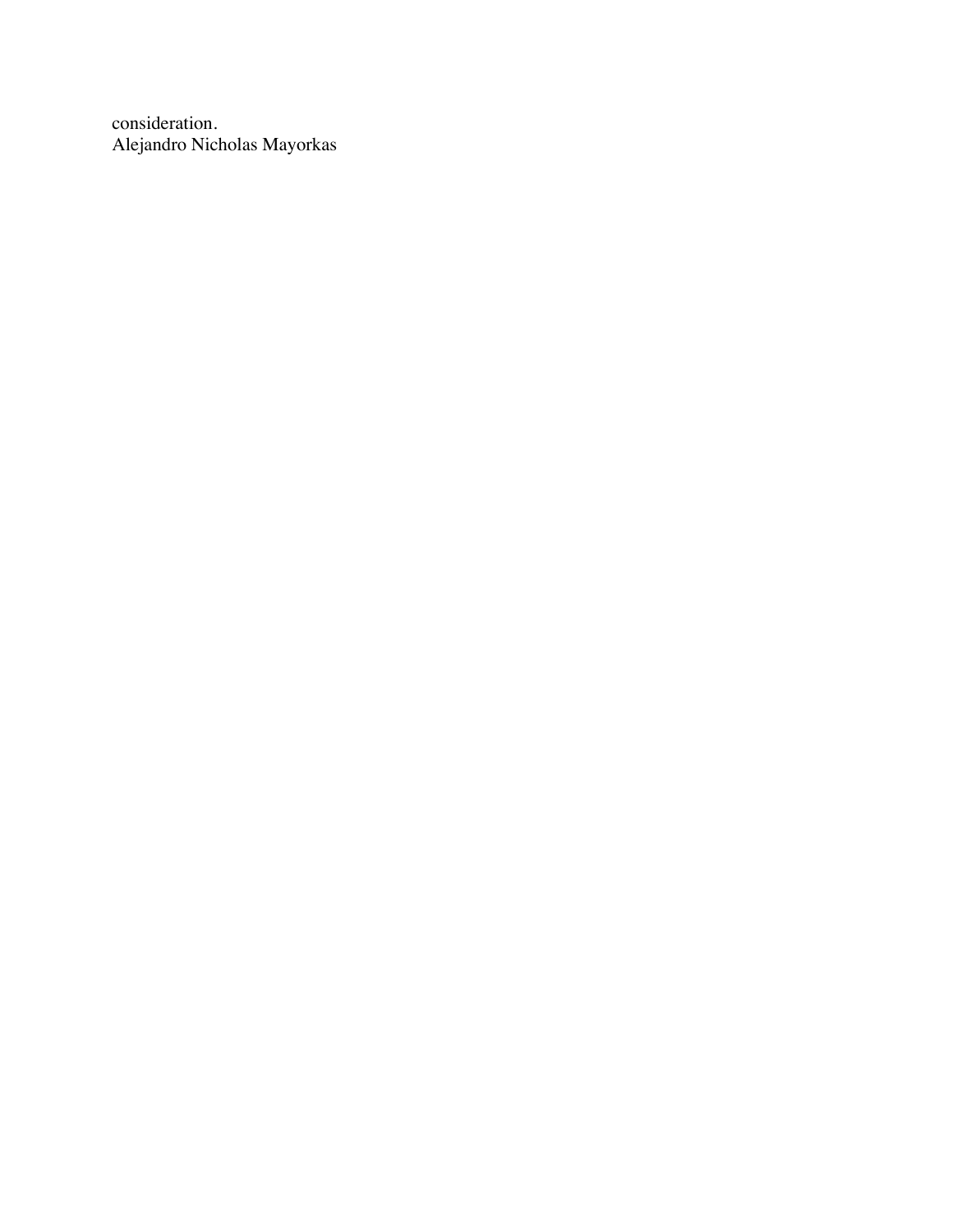consideration.
Alejandro Nicholas Mayorkas